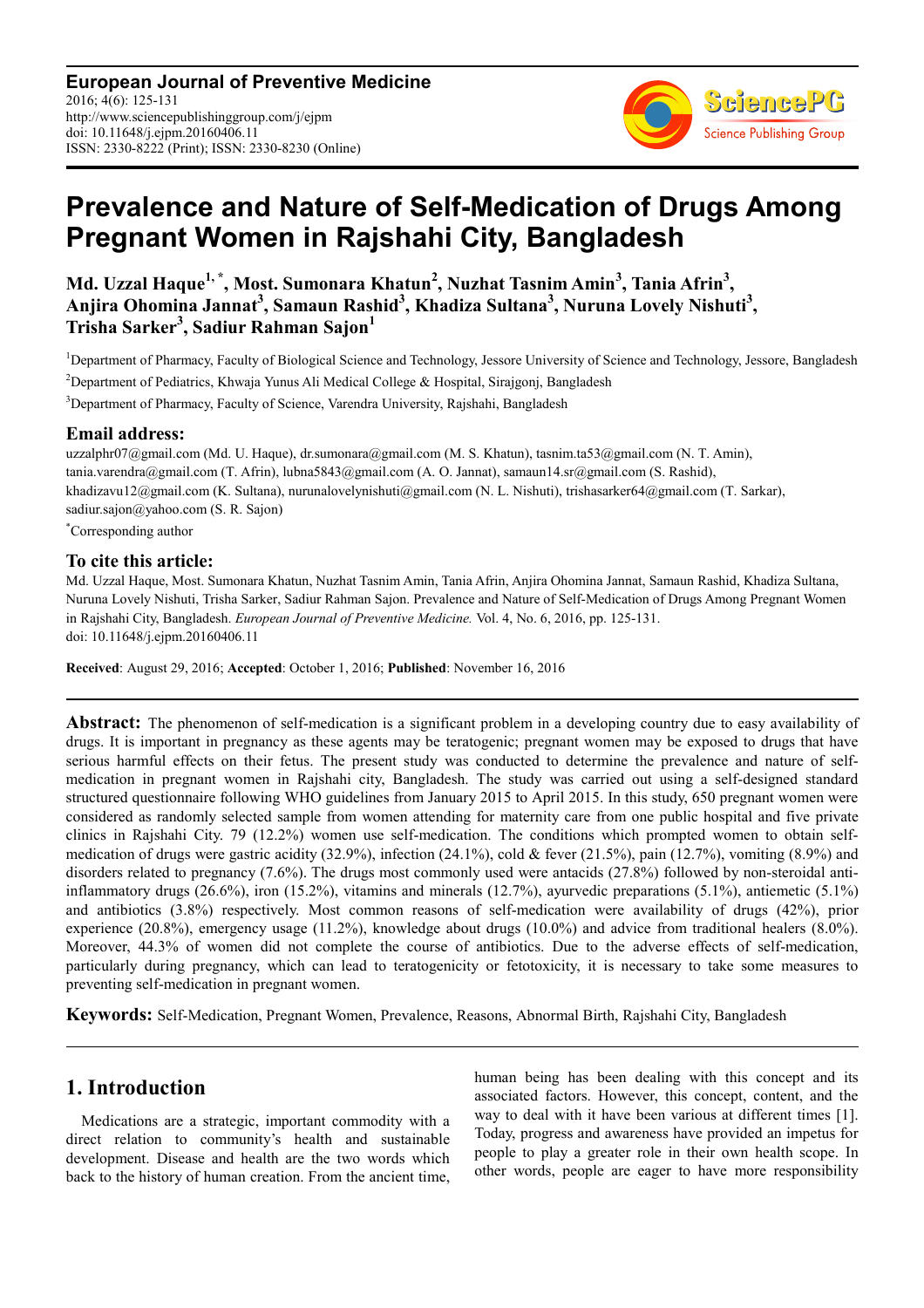**European Journal of Preventive Medicine**
2016; 4(6): 125-131
http://www.sciencepublishinggroup.com/j/ejpm
doi: 10.11648/j.ejpm.20160406.11
ISSN: 2330-8222 (Print); ISSN: 2330-8230 (Online)

# Prevalence and Nature of Self-Medication of Drugs Among Pregnant Women in Rajshahi City, Bangladesh

**Md. Uzzal Haque[1, *], Most. Sumonara Khatun[2], Nuzhat Tasnim Amin[3], Tania Afrin[3], Anjira Ohomina Jannat[3], Samaun Rashid[3], Khadiza Sultana[3], Nuruna Lovely Nishuti[3], Trisha Sarker[3], Sadiur Rahman Sajon[1]**

[1]Department of Pharmacy, Faculty of Biological Science and Technology, Jessore University of Science and Technology, Jessore, Bangladesh

[2]Department of Pediatrics, Khwaja Yunus Ali Medical College & Hospital, Sirajgonj, Bangladesh

[3]Department of Pharmacy, Faculty of Science, Varendra University, Rajshahi, Bangladesh

## Email address:

uzzalphr07@gmail.com (Md. U. Haque), dr.sumonara@gmail.com (M. S. Khatun), tasnim.ta53@gmail.com (N. T. Amin), tania.varendra@gmail.com (T. Afrin), lubna5843@gmail.com (A. O. Jannat), samaun14.sr@gmail.com (S. Rashid), khadizavu12@gmail.com (K. Sultana), nurunalovelynishuti@gmail.com (N. L. Nishuti), trishasarker64@gmail.com (T. Sarkar), sadiur.sajon@yahoo.com (S. R. Sajon)

[*]Corresponding author

## To cite this article:

Md. Uzzal Haque, Most. Sumonara Khatun, Nuzhat Tasnim Amin, Tania Afrin, Anjira Ohomina Jannat, Samaun Rashid, Khadiza Sultana, Nuruna Lovely Nishuti, Trisha Sarker, Sadiur Rahman Sajon. Prevalence and Nature of Self-Medication of Drugs Among Pregnant Women in Rajshahi City, Bangladesh. *European Journal of Preventive Medicine.* Vol. 4, No. 6, 2016, pp. 125-131. doi: 10.11648/j.ejpm.20160406.11

**Received**: August 29, 2016; **Accepted**: October 1, 2016; **Published**: November 16, 2016

---

**Abstract:** The phenomenon of self-medication is a significant problem in a developing country due to easy availability of drugs. It is important in pregnancy as these agents may be teratogenic; pregnant women may be exposed to drugs that have serious harmful effects on their fetus. The present study was conducted to determine the prevalence and nature of self-medication in pregnant women in Rajshahi city, Bangladesh. The study was carried out using a self-designed standard structured questionnaire following WHO guidelines from January 2015 to April 2015. In this study, 650 pregnant women were considered as randomly selected sample from women attending for maternity care from one public hospital and five private clinics in Rajshahi City. 79 (12.2%) women use self-medication. The conditions which prompted women to obtain self-medication of drugs were gastric acidity (32.9%), infection (24.1%), cold & fever (21.5%), pain (12.7%), vomiting (8.9%) and disorders related to pregnancy (7.6%). The drugs most commonly used were antacids (27.8%) followed by non-steroidal anti-inflammatory drugs (26.6%), iron (15.2%), vitamins and minerals (12.7%), ayurvedic preparations (5.1%), antiemetic (5.1%) and antibiotics (3.8%) respectively. Most common reasons of self-medication were availability of drugs (42%), prior experience (20.8%), emergency usage (11.2%), knowledge about drugs (10.0%) and advice from traditional healers (8.0%). Moreover, 44.3% of women did not complete the course of antibiotics. Due to the adverse effects of self-medication, particularly during pregnancy, which can lead to teratogenicity or fetotoxicity, it is necessary to take some measures to preventing self-medication in pregnant women.

**Keywords:** Self-Medication, Pregnant Women, Prevalence, Reasons, Abnormal Birth, Rajshahi City, Bangladesh

---

## 1. Introduction

Medications are a strategic, important commodity with a direct relation to community's health and sustainable development. Disease and health are the two words which back to the history of human creation. From the ancient time, human being has been dealing with this concept and its associated factors. However, this concept, content, and the way to deal with it have been various at different times [1]. Today, progress and awareness have provided an impetus for people to play a greater role in their own health scope. In other words, people are eager to have more responsibility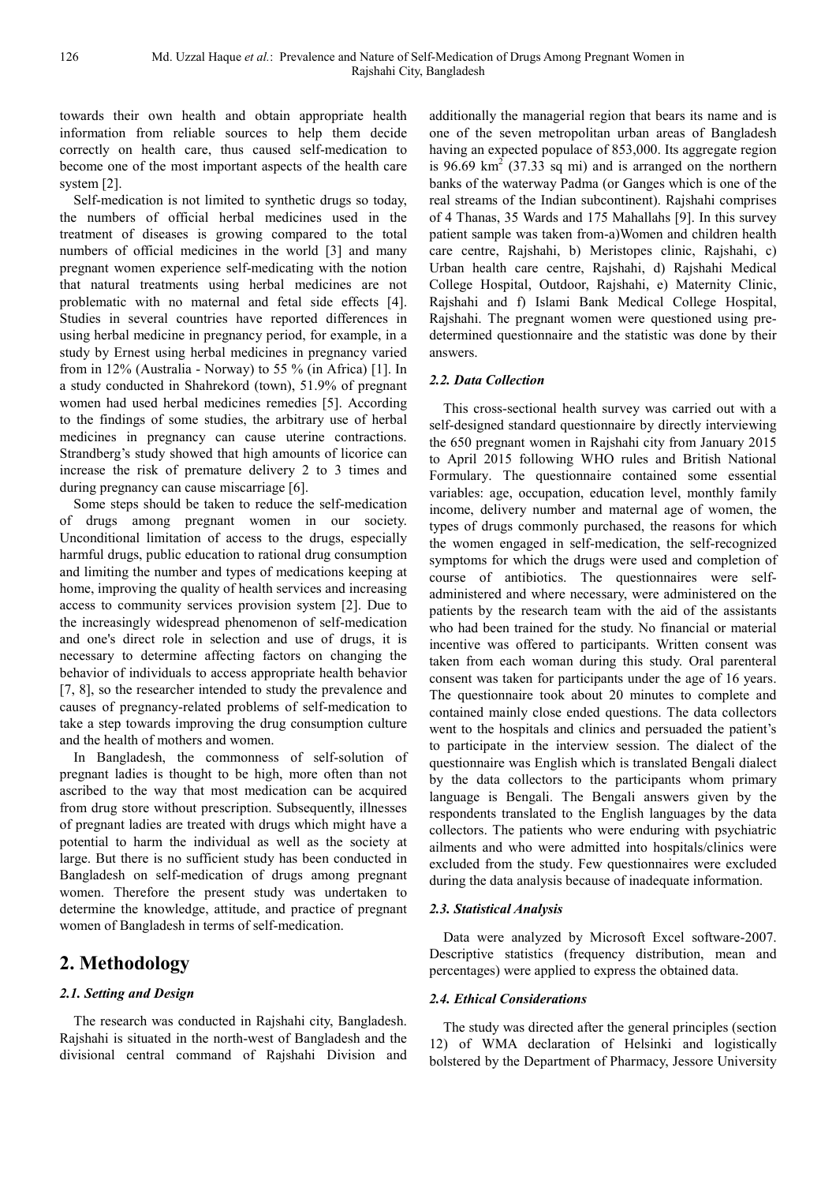towards their own health and obtain appropriate health information from reliable sources to help them decide correctly on health care, thus caused self-medication to become one of the most important aspects of the health care system [2].

Self-medication is not limited to synthetic drugs so today, the numbers of official herbal medicines used in the treatment of diseases is growing compared to the total numbers of official medicines in the world [3] and many pregnant women experience self-medicating with the notion that natural treatments using herbal medicines are not problematic with no maternal and fetal side effects [4]. Studies in several countries have reported differences in using herbal medicine in pregnancy period, for example, in a study by Ernest using herbal medicines in pregnancy varied from in 12% (Australia - Norway) to 55 % (in Africa) [1]. In a study conducted in Shahrekord (town), 51.9% of pregnant women had used herbal medicines remedies [5]. According to the findings of some studies, the arbitrary use of herbal medicines in pregnancy can cause uterine contractions. Strandberg's study showed that high amounts of licorice can increase the risk of premature delivery 2 to 3 times and during pregnancy can cause miscarriage [6].

Some steps should be taken to reduce the self-medication of drugs among pregnant women in our society. Unconditional limitation of access to the drugs, especially harmful drugs, public education to rational drug consumption and limiting the number and types of medications keeping at home, improving the quality of health services and increasing access to community services provision system [2]. Due to the increasingly widespread phenomenon of self-medication and one's direct role in selection and use of drugs, it is necessary to determine affecting factors on changing the behavior of individuals to access appropriate health behavior [7, 8], so the researcher intended to study the prevalence and causes of pregnancy-related problems of self-medication to take a step towards improving the drug consumption culture and the health of mothers and women.

In Bangladesh, the commonness of self-solution of pregnant ladies is thought to be high, more often than not ascribed to the way that most medication can be acquired from drug store without prescription. Subsequently, illnesses of pregnant ladies are treated with drugs which might have a potential to harm the individual as well as the society at large. But there is no sufficient study has been conducted in Bangladesh on self-medication of drugs among pregnant women. Therefore the present study was undertaken to determine the knowledge, attitude, and practice of pregnant women of Bangladesh in terms of self-medication.

## 2. Methodology

### 2.1. Setting and Design

The research was conducted in Rajshahi city, Bangladesh. Rajshahi is situated in the north-west of Bangladesh and the divisional central command of Rajshahi Division and additionally the managerial region that bears its name and is one of the seven metropolitan urban areas of Bangladesh having an expected populace of 853,000. Its aggregate region is 96.69 $km^2$ (37.33 sq mi) and is arranged on the northern banks of the waterway Padma (or Ganges which is one of the real streams of the Indian subcontinent). Rajshahi comprises of 4 Thanas, 35 Wards and 175 Mahallahs [9]. In this survey patient sample was taken from-a)Women and children health care centre, Rajshahi, b) Meristopes clinic, Rajshahi, c) Urban health care centre, Rajshahi, d) Rajshahi Medical College Hospital, Outdoor, Rajshahi, e) Maternity Clinic, Rajshahi and f) Islami Bank Medical College Hospital, Rajshahi. The pregnant women were questioned using pre-determined questionnaire and the statistic was done by their answers.

### 2.2. Data Collection

This cross-sectional health survey was carried out with a self-designed standard questionnaire by directly interviewing the 650 pregnant women in Rajshahi city from January 2015 to April 2015 following WHO rules and British National Formulary. The questionnaire contained some essential variables: age, occupation, education level, monthly family income, delivery number and maternal age of women, the types of drugs commonly purchased, the reasons for which the women engaged in self-medication, the self-recognized symptoms for which the drugs were used and completion of course of antibiotics. The questionnaires were self-administered and where necessary, were administered on the patients by the research team with the aid of the assistants who had been trained for the study. No financial or material incentive was offered to participants. Written consent was taken from each woman during this study. Oral parenteral consent was taken for participants under the age of 16 years. The questionnaire took about 20 minutes to complete and contained mainly close ended questions. The data collectors went to the hospitals and clinics and persuaded the patient's to participate in the interview session. The dialect of the questionnaire was English which is translated Bengali dialect by the data collectors to the participants whom primary language is Bengali. The Bengali answers given by the respondents translated to the English languages by the data collectors. The patients who were enduring with psychiatric ailments and who were admitted into hospitals/clinics were excluded from the study. Few questionnaires were excluded during the data analysis because of inadequate information.

### 2.3. Statistical Analysis

Data were analyzed by Microsoft Excel software-2007. Descriptive statistics (frequency distribution, mean and percentages) were applied to express the obtained data.

### 2.4. Ethical Considerations

The study was directed after the general principles (section 12) of WMA declaration of Helsinki and logistically bolstered by the Department of Pharmacy, Jessore University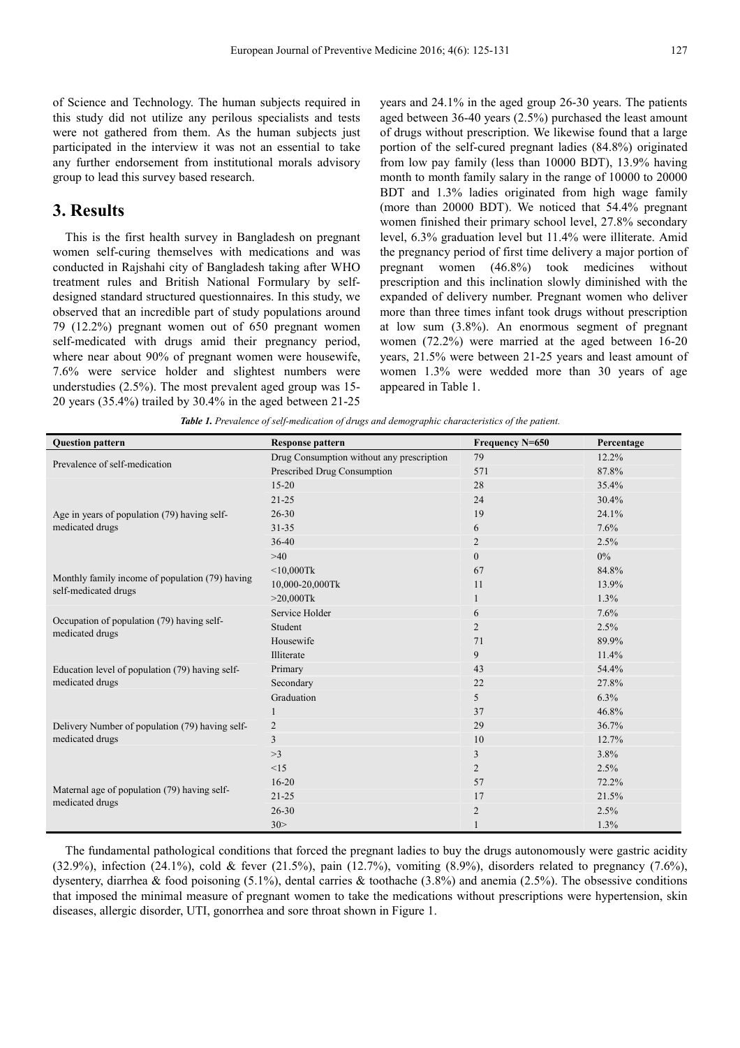of Science and Technology. The human subjects required in this study did not utilize any perilous specialists and tests were not gathered from them. As the human subjects just participated in the interview it was not an essential to take any further endorsement from institutional morals advisory group to lead this survey based research.

## 3. Results

This is the first health survey in Bangladesh on pregnant women self-curing themselves with medications and was conducted in Rajshahi city of Bangladesh taking after WHO treatment rules and British National Formulary by self-designed standard structured questionnaires. In this study, we observed that an incredible part of study populations around 79 (12.2%) pregnant women out of 650 pregnant women self-medicated with drugs amid their pregnancy period, where near about 90% of pregnant women were housewife, 7.6% were service holder and slightest numbers were understudies (2.5%). The most prevalent aged group was 15-20 years (35.4%) trailed by 30.4% in the aged between 21-25 years and 24.1% in the aged group 26-30 years. The patients aged between 36-40 years (2.5%) purchased the least amount of drugs without prescription. We likewise found that a large portion of the self-cured pregnant ladies (84.8%) originated from low pay family (less than 10000 BDT), 13.9% having month to month family salary in the range of 10000 to 20000 BDT and 1.3% ladies originated from high wage family (more than 20000 BDT). We noticed that 54.4% pregnant women finished their primary school level, 27.8% secondary level, 6.3% graduation level but 11.4% were illiterate. Amid the pregnancy period of first time delivery a major portion of pregnant women (46.8%) took medicines without prescription and this inclination slowly diminished with the expanded of delivery number. Pregnant women who deliver more than three times infant took drugs without prescription at low sum (3.8%). An enormous segment of pregnant women (72.2%) were married at the aged between 16-20 years, 21.5% were between 21-25 years and least amount of women 1.3% were wedded more than 30 years of age appeared in Table 1.

***Table 1.*** *Prevalence of self-medication of drugs and demographic characteristics of the patient.*

| Question pattern | Response pattern | Frequency N=650 | Percentage |
|---|---|---|---|
| Prevalence of self-medication | Drug Consumption without any prescription | 79 | 12.2% |
| | Prescribed Drug Consumption | 571 | 87.8% |
| Age in years of population (79) having self-medicated drugs | 15-20 | 28 | 35.4% |
| | 21-25 | 24 | 30.4% |
| | 26-30 | 19 | 24.1% |
| | 31-35 | 6 | 7.6% |
| | 36-40 | 2 | 2.5% |
| | >40 | 0 | 0% |
| Monthly family income of population (79) having self-medicated drugs | <10,000Tk | 67 | 84.8% |
| | 10,000-20,000Tk | 11 | 13.9% |
| | >20,000Tk | 1 | 1.3% |
| Occupation of population (79) having self-medicated drugs | Service Holder | 6 | 7.6% |
| | Student | 2 | 2.5% |
| | Housewife | 71 | 89.9% |
| Education level of population (79) having self-medicated drugs | Illiterate | 9 | 11.4% |
| | Primary | 43 | 54.4% |
| | Secondary | 22 | 27.8% |
| | Graduation | 5 | 6.3% |
| Delivery Number of population (79) having self-medicated drugs | 1 | 37 | 46.8% |
| | 2 | 29 | 36.7% |
| | 3 | 10 | 12.7% |
| | >3 | 3 | 3.8% |
| Maternal age of population (79) having self-medicated drugs | <15 | 2 | 2.5% |
| | 16-20 | 57 | 72.2% |
| | 21-25 | 17 | 21.5% |
| | 26-30 | 2 | 2.5% |
| | 30> | 1 | 1.3% |

The fundamental pathological conditions that forced the pregnant ladies to buy the drugs autonomously were gastric acidity (32.9%), infection (24.1%), cold & fever (21.5%), pain (12.7%), vomiting (8.9%), disorders related to pregnancy (7.6%), dysentery, diarrhea & food poisoning (5.1%), dental carries & toothache (3.8%) and anemia (2.5%). The obsessive conditions that imposed the minimal measure of pregnant women to take the medications without prescriptions were hypertension, skin diseases, allergic disorder, UTI, gonorrhea and sore throat shown in Figure 1.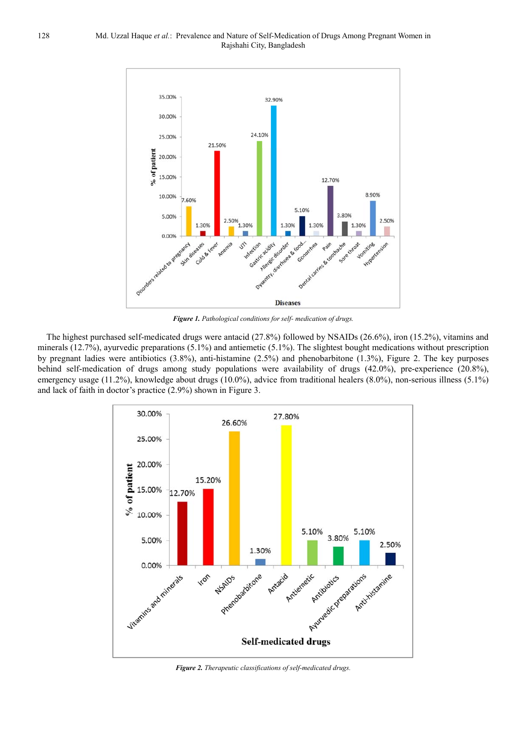*Figure 1. Pathological conditions for self- medication of drugs.*

The highest purchased self-medicated drugs were antacid (27.8%) followed by NSAIDs (26.6%), iron (15.2%), vitamins and minerals (12.7%), ayurvedic preparations (5.1%) and antiemetic (5.1%). The slightest bought medications without prescription by pregnant ladies were antibiotics (3.8%), anti-histamine (2.5%) and phenobarbitone (1.3%), Figure 2. The key purposes behind self-medication of drugs among study populations were availability of drugs (42.0%), pre-experience (20.8%), emergency usage (11.2%), knowledge about drugs (10.0%), advice from traditional healers (8.0%), non-serious illness (5.1%) and lack of faith in doctor's practice (2.9%) shown in Figure 3.

*Figure 2. Therapeutic classifications of self-medicated drugs.*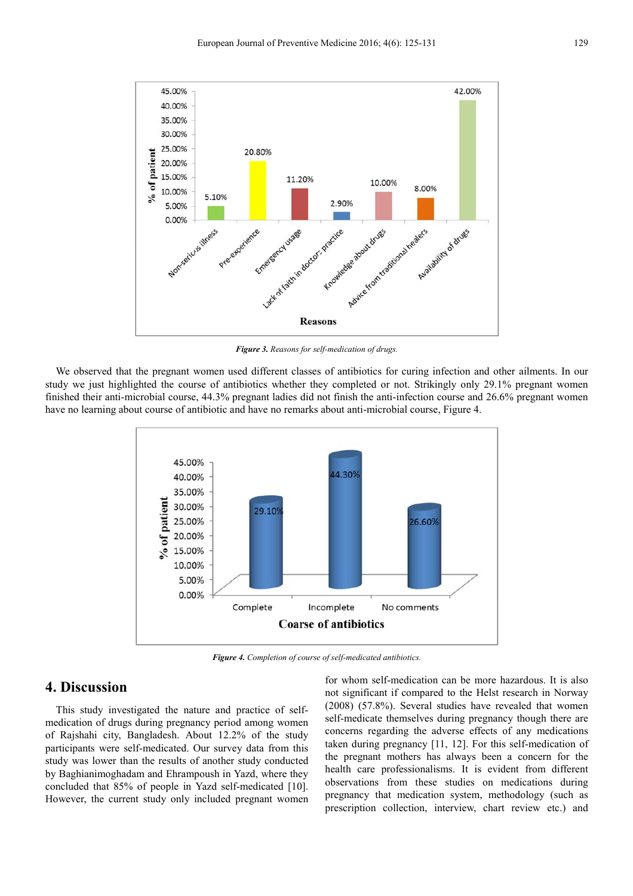*Figure 3. Reasons for self-medication of drugs.*

We observed that the pregnant women used different classes of antibiotics for curing infection and other ailments. In our study we just highlighted the course of antibiotics whether they completed or not. Strikingly only 29.1% pregnant women finished their anti-microbial course, 44.3% pregnant ladies did not finish the anti-infection course and 26.6% pregnant women have no learning about course of antibiotic and have no remarks about anti-microbial course, Figure 4.

*Figure 4. Completion of course of self-medicated antibiotics.*

## 4. Discussion

This study investigated the nature and practice of self-medication of drugs during pregnancy period among women of Rajshahi city, Bangladesh. About 12.2% of the study participants were self-medicated. Our survey data from this study was lower than the results of another study conducted by Baghianimoghadam and Ehrampoush in Yazd, where they concluded that 85% of people in Yazd self-medicated [10]. However, the current study only included pregnant women for whom self-medication can be more hazardous. It is also not significant if compared to the Helst research in Norway (2008) (57.8%). Several studies have revealed that women self-medicate themselves during pregnancy though there are concerns regarding the adverse effects of any medications taken during pregnancy [11, 12]. For this self-medication of the pregnant mothers has always been a concern for the health care professionalisms. It is evident from different observations from these studies on medications during pregnancy that medication system, methodology (such as prescription collection, interview, chart review etc.) and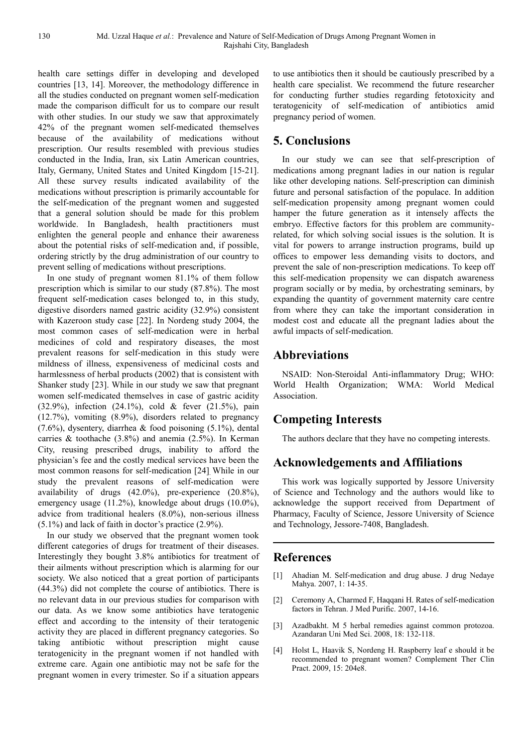health care settings differ in developing and developed countries [13, 14]. Moreover, the methodology difference in all the studies conducted on pregnant women self-medication made the comparison difficult for us to compare our result with other studies. In our study we saw that approximately 42% of the pregnant women self-medicated themselves because of the availability of medications without prescription. Our results resembled with previous studies conducted in the India, Iran, six Latin American countries, Italy, Germany, United States and United Kingdom [15-21]. All these survey results indicated availability of the medications without prescription is primarily accountable for the self-medication of the pregnant women and suggested that a general solution should be made for this problem worldwide. In Bangladesh, health practitioners must enlighten the general people and enhance their awareness about the potential risks of self-medication and, if possible, ordering strictly by the drug administration of our country to prevent selling of medications without prescriptions.

In one study of pregnant women 81.1% of them follow prescription which is similar to our study (87.8%). The most frequent self-medication cases belonged to, in this study, digestive disorders named gastric acidity (32.9%) consistent with Kazeroon study case [22]. In Nordeng study 2004, the most common cases of self-medication were in herbal medicines of cold and respiratory diseases, the most prevalent reasons for self-medication in this study were mildness of illness, expensiveness of medicinal costs and harmlessness of herbal products (2002) that is consistent with Shanker study [23]. While in our study we saw that pregnant women self-medicated themselves in case of gastric acidity (32.9%), infection (24.1%), cold & fever (21.5%), pain (12.7%), vomiting (8.9%), disorders related to pregnancy (7.6%), dysentery, diarrhea & food poisoning (5.1%), dental carries & toothache (3.8%) and anemia (2.5%). In Kerman City, reusing prescribed drugs, inability to afford the physician's fee and the costly medical services have been the most common reasons for self-medication [24]. While in our study the prevalent reasons of self-medication were availability of drugs (42.0%), pre-experience (20.8%), emergency usage (11.2%), knowledge about drugs (10.0%), advice from traditional healers (8.0%), non-serious illness (5.1%) and lack of faith in doctor's practice (2.9%).

In our study we observed that the pregnant women took different categories of drugs for treatment of their diseases. Interestingly they bought 3.8% antibiotics for treatment of their ailments without prescription which is alarming for our society. We also noticed that a great portion of participants (44.3%) did not complete the course of antibiotics. There is no relevant data in our previous studies for comparison with our data. As we know some antibiotics have teratogenic effect and according to the intensity of their teratogenic activity they are placed in different pregnancy categories. So taking antibiotic without prescription might cause teratogenicity in the pregnant women if not handled with extreme care. Again one antibiotic may not be safe for the pregnant women in every trimester. So if a situation appears to use antibiotics then it should be cautiously prescribed by a health care specialist. We recommend the future researcher for conducting further studies regarding fetotoxicity and teratogenicity of self-medication of antibiotics amid pregnancy period of women.

## 5. Conclusions

In our study we can see that self-prescription of medications among pregnant ladies in our nation is regular like other developing nations. Self-prescription can diminish future and personal satisfaction of the populace. In addition self-medication propensity among pregnant women could hamper the future generation as it intensely affects the embryo. Effective factors for this problem are community-related, for which solving social issues is the solution. It is vital for powers to arrange instruction programs, build up offices to empower less demanding visits to doctors, and prevent the sale of non-prescription medications. To keep off this self-medication propensity we can dispatch awareness program socially or by media, by orchestrating seminars, by expanding the quantity of government maternity care centre from where they can take the important consideration in modest cost and educate all the pregnant ladies about the awful impacts of self-medication.

## Abbreviations

NSAID: Non-Steroidal Anti-inflammatory Drug; WHO: World Health Organization; WMA: World Medical Association.

## Competing Interests

The authors declare that they have no competing interests.

## Acknowledgements and Affiliations

This work was logically supported by Jessore University of Science and Technology and the authors would like to acknowledge the support received from Department of Pharmacy, Faculty of Science, Jessore University of Science and Technology, Jessore-7408, Bangladesh.

## References

[1] Ahadian M. Self-medication and drug abuse. J drug Nedaye Mahya. 2007, 1: 14-35.

[2] Ceremony A, Charmed F, Haqqani H. Rates of self-medication factors in Tehran. J Med Purific. 2007, 14-16.

[3] Azadbakht. M 5 herbal remedies against common protozoa. Azandaran Uni Med Sci. 2008, 18: 132-118.

[4] Holst L, Haavik S, Nordeng H. Raspberry leaf e should it be recommended to pregnant women? Complement Ther Clin Pract. 2009, 15: 204e8.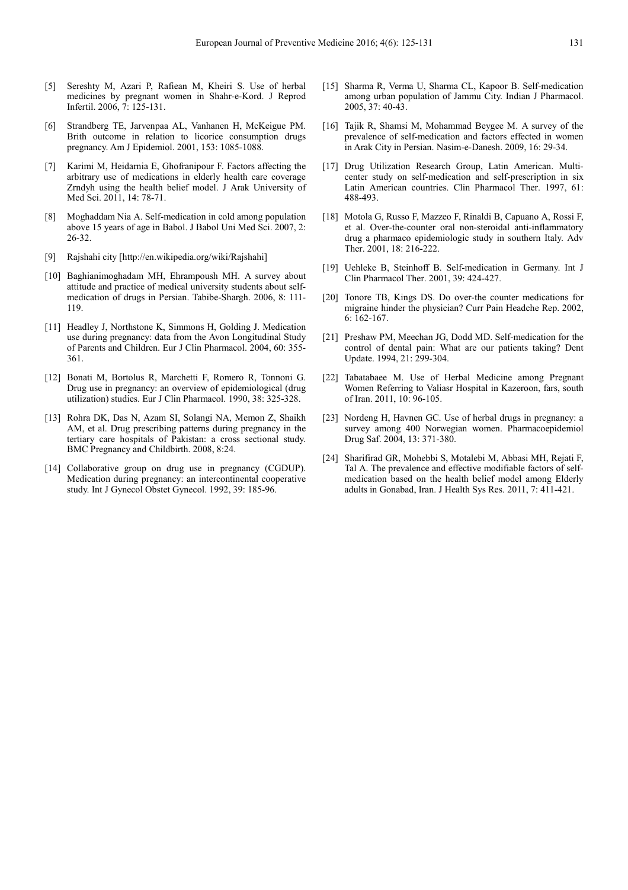[5] Sereshty M, Azari P, Rafiean M, Kheiri S. Use of herbal medicines by pregnant women in Shahr-e-Kord. J Reprod Infertil. 2006, 7: 125-131.

[6] Strandberg TE, Jarvenpaa AL, Vanhanen H, McKeigue PM. Brith outcome in relation to licorice consumption drugs pregnancy. Am J Epidemiol. 2001, 153: 1085-1088.

[7] Karimi M, Heidarnia E, Ghofranipour F. Factors affecting the arbitrary use of medications in elderly health care coverage Zrndyh using the health belief model. J Arak University of Med Sci. 2011, 14: 78-71.

[8] Moghaddam Nia A. Self-medication in cold among population above 15 years of age in Babol. J Babol Uni Med Sci. 2007, 2: 26-32.

[9] Rajshahi city [http://en.wikipedia.org/wiki/Rajshahi]

[10] Baghianimoghadam MH, Ehrampoush MH. A survey about attitude and practice of medical university students about self-medication of drugs in Persian. Tabibe-Shargh. 2006, 8: 111-119.

[11] Headley J, Northstone K, Simmons H, Golding J. Medication use during pregnancy: data from the Avon Longitudinal Study of Parents and Children. Eur J Clin Pharmacol. 2004, 60: 355-361.

[12] Bonati M, Bortolus R, Marchetti F, Romero R, Tonnoni G. Drug use in pregnancy: an overview of epidemiological (drug utilization) studies. Eur J Clin Pharmacol. 1990, 38: 325-328.

[13] Rohra DK, Das N, Azam SI, Solangi NA, Memon Z, Shaikh AM, et al. Drug prescribing patterns during pregnancy in the tertiary care hospitals of Pakistan: a cross sectional study. BMC Pregnancy and Childbirth. 2008, 8:24.

[14] Collaborative group on drug use in pregnancy (CGDUP). Medication during pregnancy: an intercontinental cooperative study. Int J Gynecol Obstet Gynecol. 1992, 39: 185-96.

[15] Sharma R, Verma U, Sharma CL, Kapoor B. Self-medication among urban population of Jammu City. Indian J Pharmacol. 2005, 37: 40-43.

[16] Tajik R, Shamsi M, Mohammad Beygee M. A survey of the prevalence of self-medication and factors effected in women in Arak City in Persian. Nasim-e-Danesh. 2009, 16: 29-34.

[17] Drug Utilization Research Group, Latin American. Multi-center study on self-medication and self-prescription in six Latin American countries. Clin Pharmacol Ther. 1997, 61: 488-493.

[18] Motola G, Russo F, Mazzeo F, Rinaldi B, Capuano A, Rossi F, et al. Over-the-counter oral non-steroidal anti-inflammatory drug a pharmaco epidemiologic study in southern Italy. Adv Ther. 2001, 18: 216-222.

[19] Uehleke B, Steinhoff B. Self-medication in Germany. Int J Clin Pharmacol Ther. 2001, 39: 424-427.

[20] Tonore TB, Kings DS. Do over-the counter medications for migraine hinder the physician? Curr Pain Headche Rep. 2002, 6: 162-167.

[21] Preshaw PM, Meechan JG, Dodd MD. Self-medication for the control of dental pain: What are our patients taking? Dent Update. 1994, 21: 299-304.

[22] Tabatabaee M. Use of Herbal Medicine among Pregnant Women Referring to Valiasr Hospital in Kazeroon, fars, south of Iran. 2011, 10: 96-105.

[23] Nordeng H, Havnen GC. Use of herbal drugs in pregnancy: a survey among 400 Norwegian women. Pharmacoepidemiol Drug Saf. 2004, 13: 371-380.

[24] Sharifirad GR, Mohebbi S, Motalebi M, Abbasi MH, Rejati F, Tal A. The prevalence and effective modifiable factors of self-medication based on the health belief model among Elderly adults in Gonabad, Iran. J Health Sys Res. 2011, 7: 411-421.